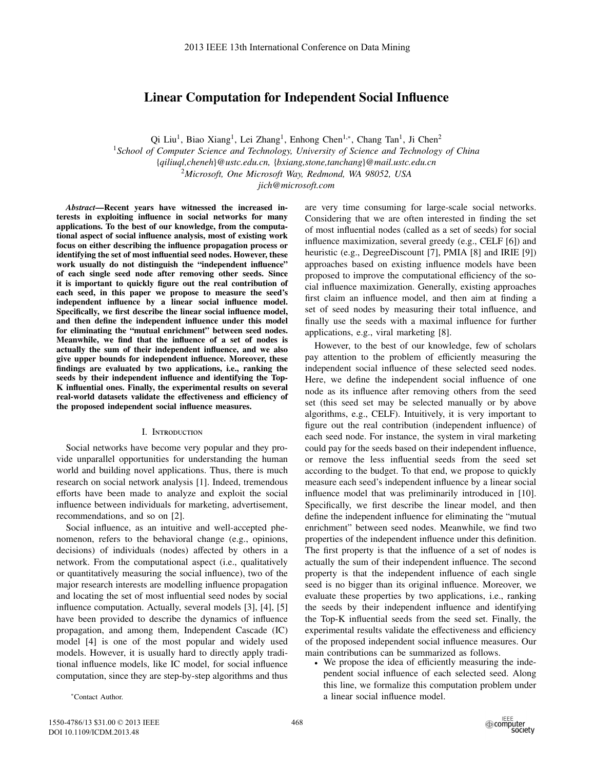# Linear Computation for Independent Social Influence

Qi Liu[1], Biao Xiang[1], Lei Zhang[1], Enhong Chen[1,*], Chang Tan[1], Ji Chen[2]

[1]*School of Computer Science and Technology, University of Science and Technology of China*

{*qiliuql,cheneh*}*@ustc.edu.cn,* {*bxiang,stone,tanchang*}*@mail.ustc.edu.cn*

[2]*Microsoft, One Microsoft Way, Redmond, WA 98052, USA*

*jich@microsoft.com*

***Abstract*—Recent years have witnessed the increased interests in exploiting influence in social networks for many applications. To the best of our knowledge, from the computational aspect of social influence analysis, most of existing work focus on either describing the influence propagation process or identifying the set of most influential seed nodes. However, these work usually do not distinguish the "independent influence" of each single seed node after removing other seeds. Since it is important to quickly figure out the real contribution of each seed, in this paper we propose to measure the seed's independent influence by a linear social influence model. Specifically, we first describe the linear social influence model, and then define the independent influence under this model for eliminating the "mutual enrichment" between seed nodes. Meanwhile, we find that the influence of a set of nodes is actually the sum of their independent influence, and we also give upper bounds for independent influence. Moreover, these findings are evaluated by two applications, i.e., ranking the seeds by their independent influence and identifying the Top-K influential ones. Finally, the experimental results on several real-world datasets validate the effectiveness and efficiency of the proposed independent social influence measures.**

## I. Introduction

Social networks have become very popular and they provide unparallel opportunities for understanding the human world and building novel applications. Thus, there is much research on social network analysis [1]. Indeed, tremendous efforts have been made to analyze and exploit the social influence between individuals for marketing, advertisement, recommendations, and so on [2].

Social influence, as an intuitive and well-accepted phenomenon, refers to the behavioral change (e.g., opinions, decisions) of individuals (nodes) affected by others in a network. From the computational aspect (i.e., qualitatively or quantitatively measuring the social influence), two of the major research interests are modelling influence propagation and locating the set of most influential seed nodes by social influence computation. Actually, several models [3], [4], [5] have been provided to describe the dynamics of influence propagation, and among them, Independent Cascade (IC) model [4] is one of the most popular and widely used models. However, it is usually hard to directly apply traditional influence models, like IC model, for social influence computation, since they are step-by-step algorithms and thus are very time consuming for large-scale social networks. Considering that we are often interested in finding the set of most influential nodes (called as a set of seeds) for social influence maximization, several greedy (e.g., CELF [6]) and heuristic (e.g., DegreeDiscount [7], PMIA [8] and IRIE [9]) approaches based on existing influence models have been proposed to improve the computational efficiency of the social influence maximization. Generally, existing approaches first claim an influence model, and then aim at finding a set of seed nodes by measuring their total influence, and finally use the seeds with a maximal influence for further applications, e.g., viral marketing [8].

However, to the best of our knowledge, few of scholars pay attention to the problem of efficiently measuring the independent social influence of these selected seed nodes. Here, we define the independent social influence of one node as its influence after removing others from the seed set (this seed set may be selected manually or by above algorithms, e.g., CELF). Intuitively, it is very important to figure out the real contribution (independent influence) of each seed node. For instance, the system in viral marketing could pay for the seeds based on their independent influence, or remove the less influential seeds from the seed set according to the budget. To that end, we propose to quickly measure each seed's independent influence by a linear social influence model that was preliminarily introduced in [10]. Specifically, we first describe the linear model, and then define the independent influence for eliminating the "mutual enrichment" between seed nodes. Meanwhile, we find two properties of the independent influence under this definition. The first property is that the influence of a set of nodes is actually the sum of their independent influence. The second property is that the independent influence of each single seed is no bigger than its original influence. Moreover, we evaluate these properties by two applications, i.e., ranking the seeds by their independent influence and identifying the Top-K influential seeds from the seed set. Finally, the experimental results validate the effectiveness and efficiency of the proposed independent social influence measures. Our main contributions can be summarized as follows.

- We propose the idea of efficiently measuring the independent social influence of each selected seed. Along this line, we formalize this computation problem under a linear social influence model.

*Contact Author.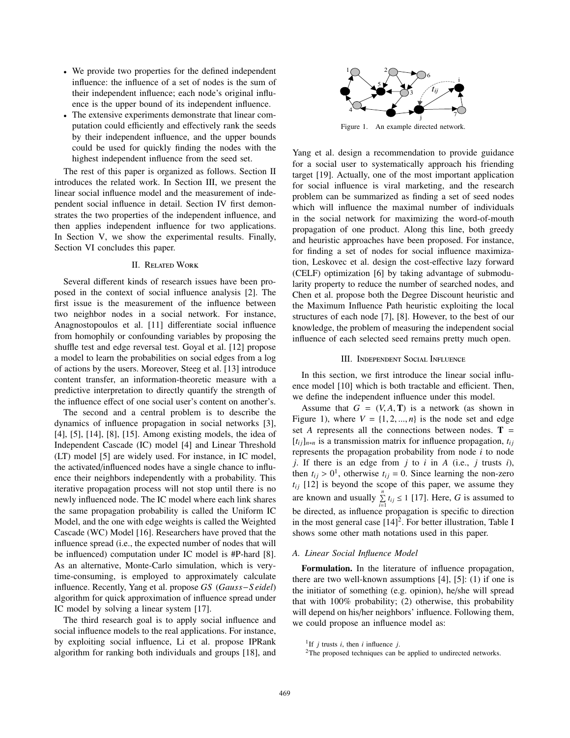- We provide two properties for the defined independent influence: the influence of a set of nodes is the sum of their independent influence; each node's original influence is the upper bound of its independent influence.
- The extensive experiments demonstrate that linear computation could efficiently and effectively rank the seeds by their independent influence, and the upper bounds could be used for quickly finding the nodes with the highest independent influence from the seed set.

The rest of this paper is organized as follows. Section II introduces the related work. In Section III, we present the linear social influence model and the measurement of independent social influence in detail. Section IV first demonstrates the two properties of the independent influence, and then applies independent influence for two applications. In Section V, we show the experimental results. Finally, Section VI concludes this paper.

## II. Related Work

Several different kinds of research issues have been proposed in the context of social influence analysis [2]. The first issue is the measurement of the influence between two neighbor nodes in a social network. For instance, Anagnostopoulos et al. [11] differentiate social influence from homophily or confounding variables by proposing the shuffle test and edge reversal test. Goyal et al. [12] propose a model to learn the probabilities on social edges from a log of actions by the users. Moreover, Steeg et al. [13] introduce content transfer, an information-theoretic measure with a predictive interpretation to directly quantify the strength of the influence effect of one social user's content on another's.

The second and a central problem is to describe the dynamics of influence propagation in social networks [3], [4], [5], [14], [8], [15]. Among existing models, the idea of Independent Cascade (IC) model [4] and Linear Threshold (LT) model [5] are widely used. For instance, in IC model, the activated/influenced nodes have a single chance to influence their neighbors independently with a probability. This iterative propagation process will not stop until there is no newly influenced node. The IC model where each link shares the same propagation probability is called the Uniform IC Model, and the one with edge weights is called the Weighted Cascade (WC) Model [16]. Researchers have proved that the influence spread (i.e., the expected number of nodes that will be influenced) computation under IC model is #P-hard [8]. As an alternative, Monte-Carlo simulation, which is very-time-consuming, is employed to approximately calculate influence. Recently, Yang et al. propose *GS* (*Gauss−Seidel*) algorithm for quick approximation of influence spread under IC model by solving a linear system [17].

The third research goal is to apply social influence and social influence models to the real applications. For instance, by exploiting social influence, Li et al. propose IPRank algorithm for ranking both individuals and groups [18], and Yang et al. design a recommendation to provide guidance for a social user to systematically approach his friending target [19]. Actually, one of the most important application for social influence is viral marketing, and the research problem can be summarized as finding a set of seed nodes which will influence the maximal number of individuals in the social network for maximizing the word-of-mouth propagation of one product. Along this line, both greedy and heuristic approaches have been proposed. For instance, for finding a set of nodes for social influence maximization, Leskovec et al. design the cost-effective lazy forward (CELF) optimization [6] by taking advantage of submodularity property to reduce the number of searched nodes, and Chen et al. propose both the Degree Discount heuristic and the Maximum Influence Path heuristic exploiting the local structures of each node [7], [8]. However, to the best of our knowledge, the problem of measuring the independent social influence of each selected seed remains pretty much open.

Figure 1. An example directed network.

## III. Independent Social Influence

In this section, we first introduce the linear social influence model [10] which is both tractable and efficient. Then, we define the independent influence under this model.

Assume that $G = (V, A, \mathbf{T})$ is a network (as shown in Figure 1), where $V = \{1, 2, ..., n\}$ is the node set and edge set $A$ represents all the connections between nodes. $\mathbf{T} = [t_{ij}]_{n*n}$ is a transmission matrix for influence propagation, $t_{ij}$ represents the propagation probability from node $i$ to node $j$. If there is an edge from $j$ to $i$ in $A$ (i.e., $j$ trusts $i$), then $t_{ij} > 0$[1], otherwise $t_{ij} = 0$. Since learning the non-zero $t_{ij}$ [12] is beyond the scope of this paper, we assume they are known and usually $\sum_{i=1}^{n} t_{ij} \leq 1$ [17]. Here, $G$ is assumed to be directed, as influence propagation is specific to direction in the most general case [14][2]. For better illustration, Table I shows some other math notations used in this paper.

### A. Linear Social Influence Model

**Formulation.** In the literature of influence propagation, there are two well-known assumptions [4], [5]: (1) if one is the initiator of something (e.g. opinion), he/she will spread that with 100% probability; (2) otherwise, this probability will depend on his/her neighbors' influence. Following them, we could propose an influence model as:

[1] If $j$ trusts $i$, then $i$ influence $j$.

[2] The proposed techniques can be applied to undirected networks.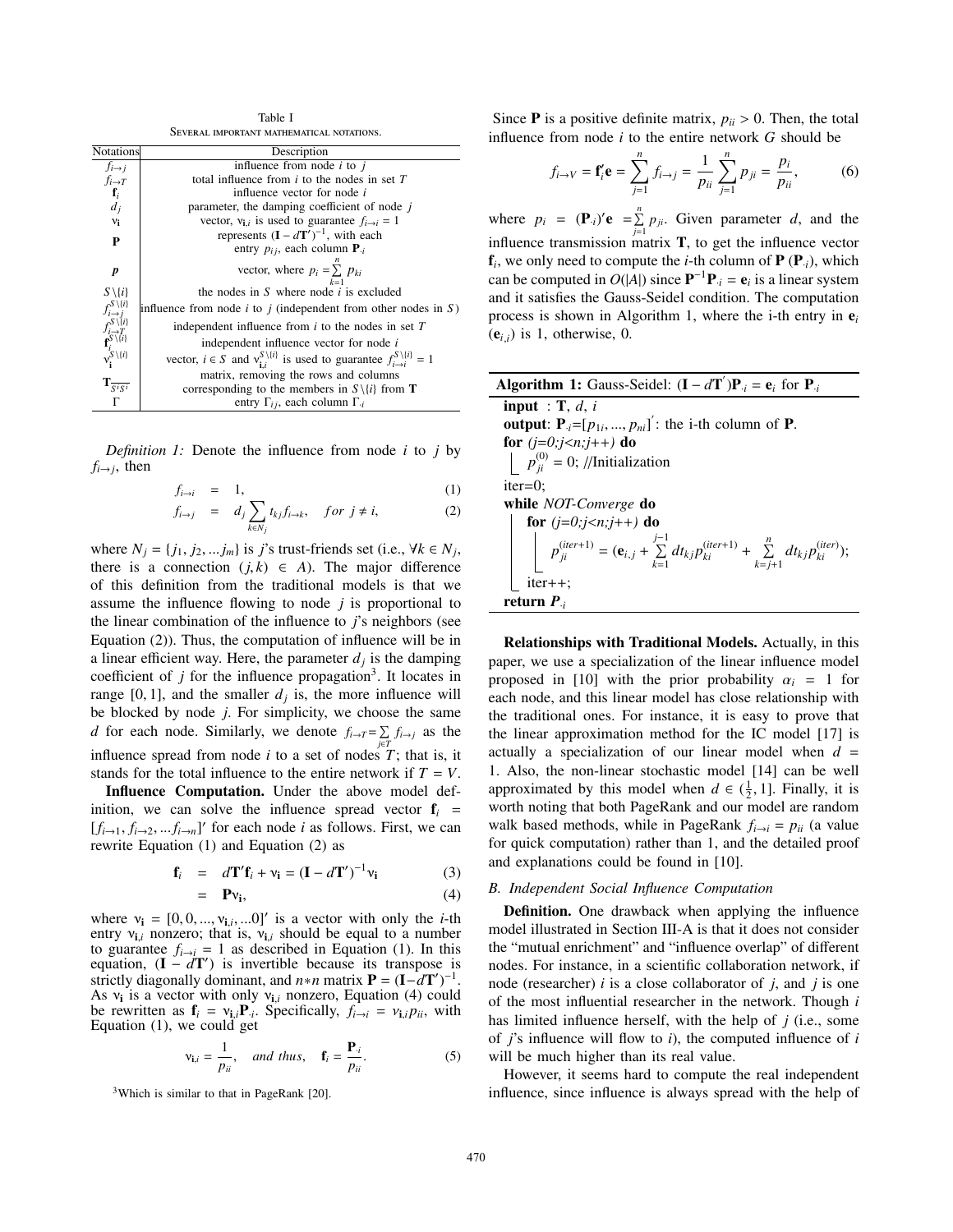Table I

Several important mathematical notations.

| Notations | Description |
|---|---|
| $f_{i\to j}$ | influence from node $i$ to $j$ |
| $f_{i\to T}$ | total influence from $i$ to the nodes in set $T$ |
| $\mathbf{f}_i$ | influence vector for node $i$ |
| $d_j$ | parameter, the damping coefficient of node $j$ |
| $\mathbf{v_i}$ | vector, $\mathbf{v}_{\mathbf{i},i}$ is used to guarantee $f_{i\to i}=1$ |
| $\mathbf{P}$ | represents $(\mathbf{I}-d\mathbf{T}')^{-1}$, with each entry $p_{ij}$, each column $\mathbf{P}_{\cdot i}$ |
| $\boldsymbol{p}$ | vector, where $p_i=\sum_{k=1}^{n} p_{ki}$ |
| $S\setminus\{i\}$ | the nodes in $S$ where node $i$ is excluded |
| $f_{i\to j}^{S\setminus\{i\}}$ | influence from node $i$ to $j$ (independent from other nodes in $S$) |
| $f_{i\to T}^{S\setminus\{i\}}$ | independent influence from $i$ to the nodes in set $T$ |
| $\mathbf{f}_i^{S\setminus\{i\}}$ | independent influence vector for node $i$ |
| $\mathbf{v}_{\mathbf{i}}^{S\setminus\{i\}}$ | vector, $i\in S$ and $\mathbf{v}_{\mathbf{i},i}^{S\setminus\{i\}}$ is used to guarantee $f_{i\to i}^{S\setminus\{i\}}=1$ |
| $\mathbf{T}_{\overline{S^!S^!}}$ | matrix, removing the rows and columns corresponding to the members in $S\setminus\{i\}$ from $\mathbf{T}$ |
| $\Gamma$ | entry $\Gamma_{ij}$, each column $\Gamma_{\cdot i}$ |

*Definition 1:* Denote the influence from node $i$ to $j$ by $f_{i\to j}$, then

$$f_{i\to i} = 1, \tag{1}$$

$$f_{i\to j} = d_j \sum_{k\in N_j} t_{kj} f_{i\to k}, \quad for\ j \neq i, \tag{2}$$

where $N_j=\{j_1, j_2, ...j_m\}$ is $j$'s trust-friends set (i.e., $\forall k\in N_j$, there is a connection $(j,k)\in A$). The major difference of this definition from the traditional models is that we assume the influence flowing to node $j$ is proportional to the linear combination of the influence to $j$'s neighbors (see Equation (2)). Thus, the computation of influence will be in a linear efficient way. Here, the parameter $d_j$ is the damping coefficient of $j$ for the influence propagation[3]. It locates in range $[0,1]$, and the smaller $d_j$ is, the more influence will be blocked by node $j$. For simplicity, we choose the same $d$ for each node. Similarly, we denote $f_{i\to T}=\sum_{j\in T} f_{i\to j}$ as the influence spread from node $i$ to a set of nodes $T$; that is, it stands for the total influence to the entire network if $T=V$.

**Influence Computation.** Under the above model definition, we can solve the influence spread vector $\mathbf{f}_i = [f_{i\to 1}, f_{i\to 2}, ...f_{i\to n}]'$ for each node $i$ as follows. First, we can rewrite Equation (1) and Equation (2) as

$$\mathbf{f}_i = d\mathbf{T}'\mathbf{f}_i + \mathbf{v_i} = (\mathbf{I}-d\mathbf{T}')^{-1}\mathbf{v_i} \tag{3}$$

$$= \mathbf{P}\mathbf{v_i}, \tag{4}$$

where $\mathbf{v_i}=[0,0,...,\mathbf{v}_{\mathbf{i},i},...0]'$ is a vector with only the $i$-th entry $\mathbf{v}_{\mathbf{i},i}$ nonzero; that is, $\mathbf{v}_{\mathbf{i},i}$ should be equal to a number to guarantee $f_{i\to i}=1$ as described in Equation (1). In this equation, $(\mathbf{I}-d\mathbf{T}')$ is invertible because its transpose is strictly diagonally dominant, and $n*n$ matrix $\mathbf{P}=(\mathbf{I}-d\mathbf{T}')^{-1}$. As $\mathbf{v_i}$ is a vector with only $\mathbf{v}_{\mathbf{i},i}$ nonzero, Equation (4) could be rewritten as $\mathbf{f}_i=\mathbf{v}_{\mathbf{i},i}\mathbf{P}_{\cdot i}$. Specifically, $f_{i\to i}=\mathbf{v}_{\mathbf{i},i}p_{ii}$, with Equation (1), we could get

$$\mathbf{v}_{\mathbf{i},i}=\frac{1}{p_{ii}}, \quad and\ thus, \quad \mathbf{f}_i=\frac{\mathbf{P}_{\cdot i}}{p_{ii}}. \tag{5}$$

[3] Which is similar to that in PageRank [20].

Since $\mathbf{P}$ is a positive definite matrix, $p_{ii}>0$. Then, the total influence from node $i$ to the entire network $G$ should be

$$f_{i\to V}=\mathbf{f}_i'\mathbf{e}=\sum_{j=1}^{n} f_{i\to j}=\frac{1}{p_{ii}}\sum_{j=1}^{n} p_{ji}=\frac{p_i}{p_{ii}}, \tag{6}$$

where $p_i=(\mathbf{P}_{\cdot i})'\mathbf{e}=\sum_{j=1}^{n} p_{ji}$. Given parameter $d$, and the influence transmission matrix $\mathbf{T}$, to get the influence vector $\mathbf{f}_i$, we only need to compute the $i$-th column of $\mathbf{P}$ ($\mathbf{P}_{\cdot i}$), which can be computed in $O(|A|)$ since $\mathbf{P}^{-1}\mathbf{P}_{\cdot i}=\mathbf{e}_i$ is a linear system and it satisfies the Gauss-Seidel condition. The computation process is shown in Algorithm 1, where the i-th entry in $\mathbf{e}_i$ ($\mathbf{e}_{i,i}$) is 1, otherwise, 0.

**Algorithm 1:** Gauss-Seidel: $(\mathbf{I}-d\mathbf{T}')\mathbf{P}_{\cdot i}=\mathbf{e}_i$ for $\mathbf{P}_{\cdot i}$

```
input : T, d, i
output: P·i=[p_1i, ..., p_ni]': the i-th column of P.
for (j=0;j<n;j++) do
    p_ji^(0) = 0; //Initialization
iter=0;
while NOT-Converge do
    for (j=0;j<n;j++) do
        p_ji^(iter+1) = (e_i,j + sum_{k=1}^{j-1} d t_kj p_ki^(iter+1) + sum_{k=j+1}^{n} d t_kj p_ki^(iter));
    iter++;
return P·i
```

**Relationships with Traditional Models.** Actually, in this paper, we use a specialization of the linear influence model proposed in [10] with the prior probability $\alpha_i=1$ for each node, and this linear model has close relationship with the traditional ones. For instance, it is easy to prove that the linear approximation method for the IC model [17] is actually a specialization of our linear model when $d=1$. Also, the non-linear stochastic model [14] can be well approximated by this model when $d\in(\frac{1}{2},1]$. Finally, it is worth noting that both PageRank and our model are random walk based methods, while in PageRank $f_{i\to i}=p_{ii}$ (a value for quick computation) rather than 1, and the detailed proof and explanations could be found in [10].

### B. Independent Social Influence Computation

**Definition.** One drawback when applying the influence model illustrated in Section III-A is that it does not consider the "mutual enrichment" and "influence overlap" of different nodes. For instance, in a scientific collaboration network, if node (researcher) $i$ is a close collaborator of $j$, and $j$ is one of the most influential researcher in the network. Though $i$ has limited influence herself, with the help of $j$ (i.e., some of $j$'s influence will flow to $i$), the computed influence of $i$ will be much higher than its real value.

However, it seems hard to compute the real independent influence, since influence is always spread with the help of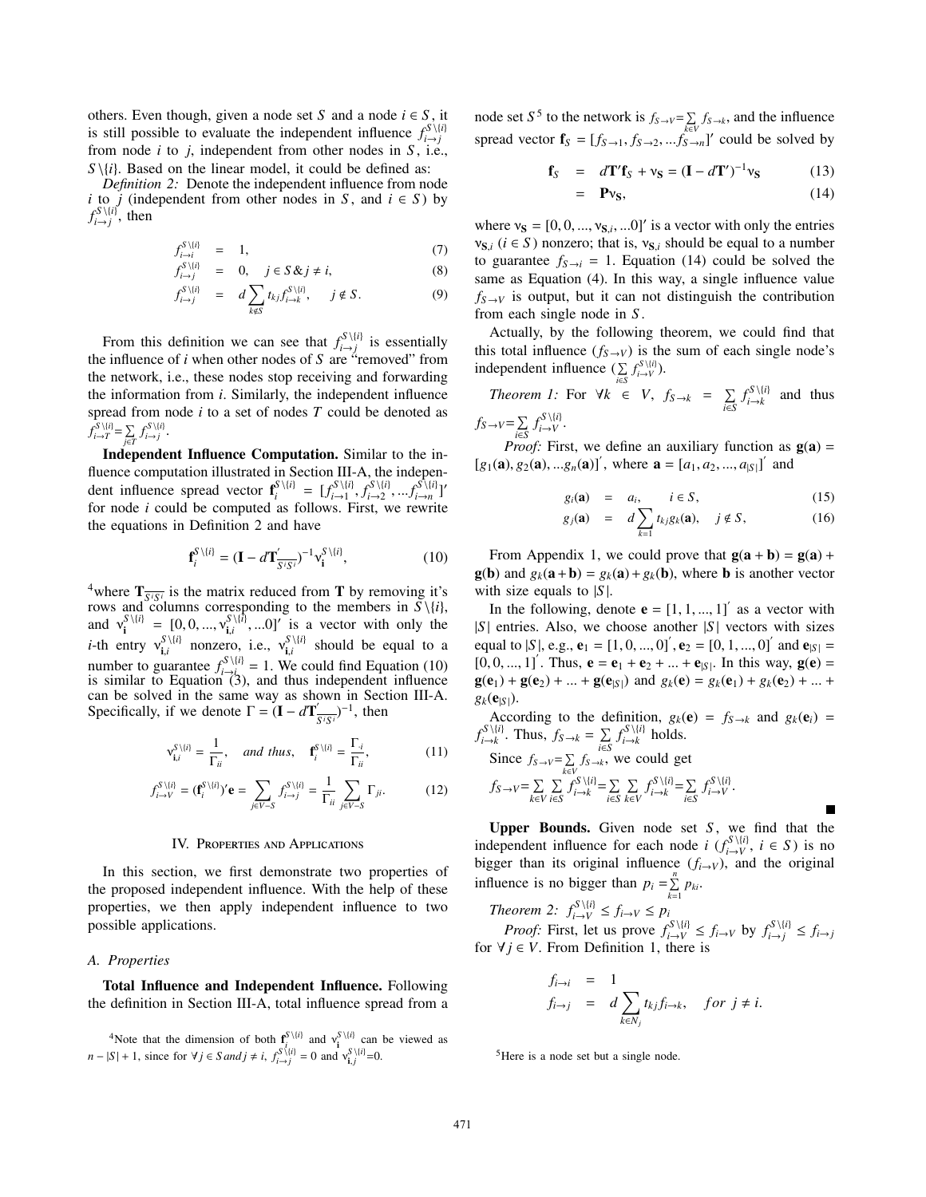others. Even though, given a node set $S$ and a node $i \in S$, it is still possible to evaluate the independent influence $f_{i\to j}^{S\setminus\{i\}}$ from node $i$ to $j$, independent from other nodes in $S$, i.e., $S\setminus\{i\}$. Based on the linear model, it could be defined as:

*Definition 2:* Denote the independent influence from node $i$ to $j$ (independent from other nodes in $S$, and $i \in S$) by $f_{i\to j}^{S\setminus\{i\}}$, then

$$f_{i\to i}^{S\setminus\{i\}} = 1, \tag{7}$$

$$f_{i\to j}^{S\setminus\{i\}} = 0, \quad j \in S \,\&\, j \neq i, \tag{8}$$

$$f_{i\to j}^{S\setminus\{i\}} = d\sum_{k\notin S} t_{kj} f_{i\to k}^{S\setminus\{i\}}, \quad j \notin S. \tag{9}$$

From this definition we can see that $f_{i\to j}^{S\setminus\{i\}}$ is essentially the influence of $i$ when other nodes of $S$ are "removed" from the network, i.e., these nodes stop receiving and forwarding the information from $i$. Similarly, the independent influence spread from node $i$ to a set of nodes $T$ could be denoted as $f_{i\to T}^{S\setminus\{i\}} = \sum_{j\in T} f_{i\to j}^{S\setminus\{i\}}$.

**Independent Influence Computation.** Similar to the influence computation illustrated in Section III-A, the independent influence spread vector $\mathbf{f}_i^{S\setminus\{i\}} = [f_{i\to 1}^{S\setminus\{i\}}, f_{i\to 2}^{S\setminus\{i\}}, ... f_{i\to n}^{S\setminus\{i\}}]'$ for node $i$ could be computed as follows. First, we rewrite the equations in Definition 2 and have

$$\mathbf{f}_i^{S\setminus\{i\}} = (\mathbf{I} - d\mathbf{T}'_{\overline{S^i S^i}})^{-1} \mathbf{v}_\mathbf{i}^{S\setminus\{i\}}, \tag{10}$$

[4]where $\mathbf{T}_{\overline{S^iS^i}}$ is the matrix reduced from $\mathbf{T}$ by removing it's rows and columns corresponding to the members in $S\setminus\{i\}$, and $\mathbf{v}_\mathbf{i}^{S\setminus\{i\}} = [0, 0, ..., \mathbf{v}_{\mathbf{i},i}^{S\setminus\{i\}}, ...0]'$ is a vector with only the $i$-th entry $\mathbf{v}_{\mathbf{i},i}^{S\setminus\{i\}}$ nonzero, i.e., $\mathbf{v}_{\mathbf{i},i}^{S\setminus\{i\}}$ should be equal to a number to guarantee $f_{i\to i}^{S\setminus\{i\}} = 1$. We could find Equation (10) is similar to Equation (3), and thus independent influence can be solved in the same way as shown in Section III-A. Specifically, if we denote $\Gamma = (\mathbf{I} - d\mathbf{T}'_{\overline{S^iS^i}})^{-1}$, then

$$\mathbf{v}_{\mathbf{i},i}^{S\setminus\{i\}} = \frac{1}{\Gamma_{ii}}, \quad \textit{and thus,} \quad \mathbf{f}_i^{S\setminus\{i\}} = \frac{\Gamma_{\cdot i}}{\Gamma_{ii}}, \tag{11}$$

$$f_{i\to V}^{S\setminus\{i\}} = (\mathbf{f}_i^{S\setminus\{i\}})'\mathbf{e} = \sum_{j\in V-S} f_{i\to j}^{S\setminus\{i\}} = \frac{1}{\Gamma_{ii}} \sum_{j\in V-S} \Gamma_{ji}. \tag{12}$$

## IV. Properties and Applications

In this section, we first demonstrate two properties of the proposed independent influence. With the help of these properties, we then apply independent influence to two possible applications.

### A. Properties

**Total Influence and Independent Influence.** Following the definition in Section III-A, total influence spread from a node set $S$[5] to the network is $f_{S\to V} = \sum_{k\in V} f_{S\to k}$, and the influence spread vector $\mathbf{f}_S = [f_{S\to 1}, f_{S\to 2}, ... f_{S\to n}]'$ could be solved by

$$\mathbf{f}_S = d\mathbf{T}'\mathbf{f}_S + \mathbf{v}_\mathbf{S} = (\mathbf{I} - d\mathbf{T}')^{-1}\mathbf{v}_\mathbf{S} \tag{13}$$

$$= \mathbf{P}\mathbf{v}_\mathbf{S}, \tag{14}$$

where $\mathbf{v}_\mathbf{S} = [0, 0, ..., \mathbf{v}_{\mathbf{S},i}, ...0]'$ is a vector with only the entries $\mathbf{v}_{\mathbf{S},i}$ ($i \in S$) nonzero; that is, $\mathbf{v}_{\mathbf{S},i}$ should be equal to a number to guarantee $f_{S\to i} = 1$. Equation (14) could be solved the same as Equation (4). In this way, a single influence value $f_{S\to V}$ is output, but it can not distinguish the contribution from each single node in $S$.

Actually, by the following theorem, we could find that this total influence ($f_{S\to V}$) is the sum of each single node's independent influence ($\sum_{i\in S} f_{i\to V}^{S\setminus\{i\}}$).

*Theorem 1:* For $\forall k \in V$, $f_{S\to k} = \sum_{i\in S} f_{i\to k}^{S\setminus\{i\}}$ and thus $f_{S\to V} = \sum_{i\in S} f_{i\to V}^{S\setminus\{i\}}$.

*Proof:* First, we define an auxiliary function as $\mathbf{g}(\mathbf{a}) = [g_1(\mathbf{a}), g_2(\mathbf{a}), ... g_n(\mathbf{a})]'$, where $\mathbf{a} = [a_1, a_2, ..., a_{|S|}]'$ and

$$g_i(\mathbf{a}) = a_i, \quad i \in S, \tag{15}$$

$$g_j(\mathbf{a}) = d\sum_{k=1} t_{kj} g_k(\mathbf{a}), \quad j \notin S, \tag{16}$$

From Appendix 1, we could prove that $\mathbf{g}(\mathbf{a}+\mathbf{b}) = \mathbf{g}(\mathbf{a}) + \mathbf{g}(\mathbf{b})$ and $g_k(\mathbf{a}+\mathbf{b}) = g_k(\mathbf{a}) + g_k(\mathbf{b})$, where $\mathbf{b}$ is another vector with size equals to $|S|$.

In the following, denote $\mathbf{e} = [1, 1, ..., 1]'$ as a vector with $|S|$ entries. Also, we choose another $|S|$ vectors with sizes equal to $|S|$, e.g., $\mathbf{e}_1 = [1, 0, ..., 0]'$, $\mathbf{e}_2 = [0, 1, ..., 0]'$ and $\mathbf{e}_{|S|} = [0, 0, ..., 1]'$. Thus, $\mathbf{e} = \mathbf{e}_1 + \mathbf{e}_2 + ... + \mathbf{e}_{|S|}$. In this way, $\mathbf{g}(\mathbf{e}) = \mathbf{g}(\mathbf{e}_1) + \mathbf{g}(\mathbf{e}_2) + ... + \mathbf{g}(\mathbf{e}_{|S|})$ and $g_k(\mathbf{e}) = g_k(\mathbf{e}_1) + g_k(\mathbf{e}_2) + ... + g_k(\mathbf{e}_{|S|})$.

According to the definition, $g_k(\mathbf{e}) = f_{S\to k}$ and $g_k(\mathbf{e}_i) = f_{i\to k}^{S\setminus\{i\}}$. Thus, $f_{S\to k} = \sum_{i\in S} f_{i\to k}^{S\setminus\{i\}}$ holds.

Since $f_{S\to V} = \sum_{k\in V} f_{S\to k}$, we could get

$$f_{S\to V} = \sum_{k\in V}\sum_{i\in S} f_{i\to k}^{S\setminus\{i\}} = \sum_{i\in S}\sum_{k\in V} f_{i\to k}^{S\setminus\{i\}} = \sum_{i\in S} f_{i\to V}^{S\setminus\{i\}}.$$

■

**Upper Bounds.** Given node set $S$, we find that the independent influence for each node $i$ ($f_{i\to V}^{S\setminus\{i\}}$, $i \in S$) is no bigger than its original influence ($f_{i\to V}$), and the original influence is no bigger than $p_i = \sum_{k=1}^{n} p_{ki}$.

*Theorem 2:* $f_{i\to V}^{S\setminus\{i\}} \leq f_{i\to V} \leq p_i$

*Proof:* First, let us prove $f_{i\to V}^{S\setminus\{i\}} \leq f_{i\to V}$ by $f_{i\to j}^{S\setminus\{i\}} \leq f_{i\to j}$ for $\forall j \in V$. From Definition 1, there is

$$f_{i\to i} = 1$$

$$f_{i\to j} = d\sum_{k\in N_j} t_{kj} f_{i\to k}, \quad for\ j \neq i.$$

[4]Note that the dimension of both $\mathbf{f}_i^{S\setminus\{i\}}$ and $\mathbf{v}_\mathbf{i}^{S\setminus\{i\}}$ can be viewed as $n - |S| + 1$, since for $\forall j \in S\, and\, j \neq i$, $f_{i\to j}^{S\setminus\{i\}} = 0$ and $\mathbf{v}_{\mathbf{i},j}^{S\setminus\{i\}} = 0$.

[5]Here is a node set but a single node.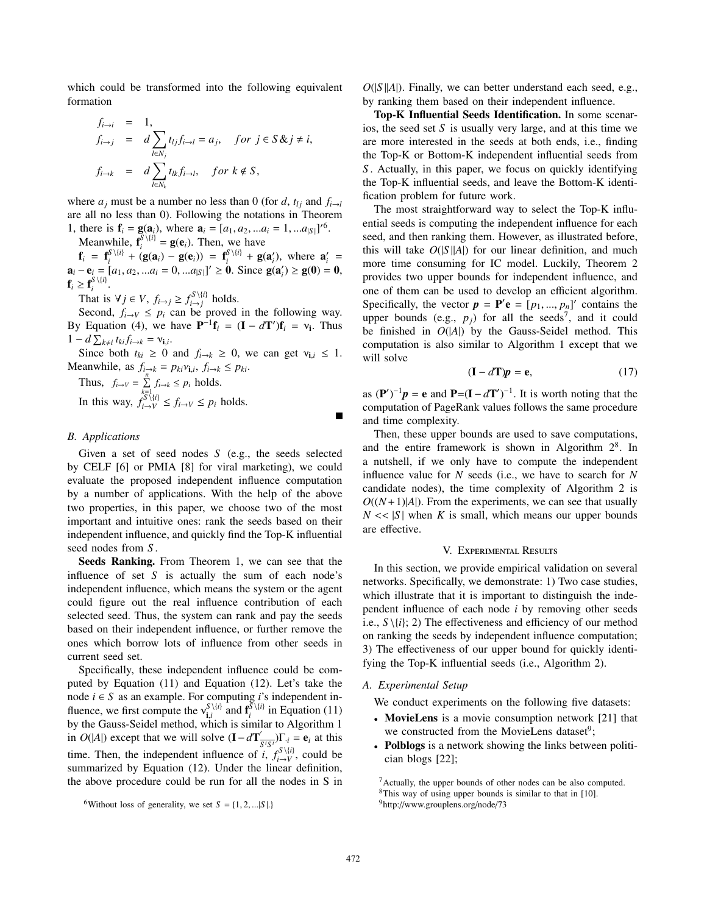which could be transformed into the following equivalent formation

$$
\begin{aligned}
f_{i\to i} &= 1, \\
f_{i\to j} &= d\sum_{l\in N_j} t_{lj} f_{i\to l} = a_j, \quad for\ j\in S \,\&\, j\neq i, \\
f_{i\to k} &= d\sum_{l\in N_k} t_{lk} f_{i\to l}, \quad for\ k\notin S,
\end{aligned}
$$

where $a_j$ must be a number no less than 0 (for $d$, $t_{lj}$ and $f_{i\to l}$ are all no less than 0). Following the notations in Theorem 1, there is $\mathbf{f}_i = \mathbf{g}(\mathbf{a}_i)$, where $\mathbf{a}_i = [a_1, a_2, ...a_i = 1, ...a_{|S|}]'$[6].

Meanwhile, $\mathbf{f}_i^{S\setminus\{i\}} = \mathbf{g}(\mathbf{e}_i)$. Then, we have $\mathbf{f}_i = \mathbf{f}_i^{S\setminus\{i\}} + (\mathbf{g}(\mathbf{a}_i) - \mathbf{g}(\mathbf{e}_i)) = \mathbf{f}_i^{S\setminus\{i\}} + \mathbf{g}(\mathbf{a}_i')$, where $\mathbf{a}_i' = \mathbf{a}_i - \mathbf{e}_i = [a_1, a_2, ...a_i = 0, ...a_{|S|}]' \geq \mathbf{0}$. Since $\mathbf{g}(\mathbf{a}_i') \geq \mathbf{g}(\mathbf{0}) = \mathbf{0}$, $\mathbf{f}_i \geq \mathbf{f}_i^{S\setminus\{i\}}$.

That is $\forall j\in V$, $f_{i\to j} \geq f_{i\to j}^{S\setminus\{i\}}$ holds.

Second, $f_{i\to V} \leq p_i$ can be proved in the following way. By Equation (4), we have $\mathbf{P}^{-1}\mathbf{f}_i = (\mathbf{I} - d\mathbf{T}')\mathbf{f}_i = \mathbf{v_i}$. Thus $1 - d\sum_{k\neq i} t_{ki} f_{i\to k} = \mathbf{v}_{\mathbf{i},i}$.

Since both $t_{ki} \geq 0$ and $f_{i\to k} \geq 0$, we can get $\mathbf{v}_{\mathbf{i},i} \leq 1$. Meanwhile, as $f_{i\to k} = p_{ki}\mathbf{v}_{\mathbf{i},i}$, $f_{i\to k} \leq p_{ki}$.

Thus, $f_{i\to V} = \sum_{k=1}^{n} f_{i\to k} \leq p_i$ holds.

In this way, $f_{i\to V}^{S\setminus\{i\}} \leq f_{i\to V} \leq p_i$ holds. ∎

### B. Applications

Given a set of seed nodes $S$ (e.g., the seeds selected by CELF [6] or PMIA [8] for viral marketing), we could evaluate the proposed independent influence computation by a number of applications. With the help of the above two properties, in this paper, we choose two of the most important and intuitive ones: rank the seeds based on their independent influence, and quickly find the Top-K influential seed nodes from $S$.

**Seeds Ranking.** From Theorem 1, we can see that the influence of set $S$ is actually the sum of each node's independent influence, which means the system or the agent could figure out the real influence contribution of each selected seed. Thus, the system can rank and pay the seeds based on their independent influence, or further remove the ones which borrow lots of influence from other seeds in current seed set.

Specifically, these independent influence could be computed by Equation (11) and Equation (12). Let's take the node $i\in S$ as an example. For computing $i$'s independent influence, we first compute the $\mathbf{v}_{\mathbf{i},i}^{S\setminus\{i\}}$ and $\mathbf{f}_i^{S\setminus\{i\}}$ in Equation (11) by the Gauss-Seidel method, which is similar to Algorithm 1 in $O(|A|)$ except that we will solve $(\mathbf{I} - d\mathbf{T}'_{\overline{S^i S^i}})\Gamma_{\cdot i} = \mathbf{e}_i$ at this time. Then, the independent influence of $i$, $f_{i\to V}^{S\setminus\{i\}}$, could be summarized by Equation (12). Under the linear definition, the above procedure could be run for all the nodes in S in $O(|S||A|)$. Finally, we can better understand each seed, e.g., by ranking them based on their independent influence.

**Top-K Influential Seeds Identification.** In some scenarios, the seed set $S$ is usually very large, and at this time we are more interested in the seeds at both ends, i.e., finding the Top-K or Bottom-K independent influential seeds from $S$. Actually, in this paper, we focus on quickly identifying the Top-K influential seeds, and leave the Bottom-K identification problem for future work.

The most straightforward way to select the Top-K influential seeds is computing the independent influence for each seed, and then ranking them. However, as illustrated before, this will take $O(|S||A|)$ for our linear definition, and much more time consuming for IC model. Luckily, Theorem 2 provides two upper bounds for independent influence, and one of them can be used to develop an efficient algorithm. Specifically, the vector $\boldsymbol{p} = \mathbf{P}'\mathbf{e} = [p_1, ..., p_n]'$ contains the upper bounds (e.g., $p_j$) for all the seeds[7], and it could be finished in $O(|A|)$ by the Gauss-Seidel method. This computation is also similar to Algorithm 1 except that we will solve

$$
(\mathbf{I} - d\mathbf{T})\boldsymbol{p} = \mathbf{e}, \tag{17}
$$

as $(\mathbf{P}')^{-1}\boldsymbol{p} = \mathbf{e}$ and $\mathbf{P}=(\mathbf{I} - d\mathbf{T}')^{-1}$. It is worth noting that the computation of PageRank values follows the same procedure and time complexity.

Then, these upper bounds are used to save computations, and the entire framework is shown in Algorithm 2[8]. In a nutshell, if we only have to compute the independent influence value for $N$ seeds (i.e., we have to search for $N$ candidate nodes), the time complexity of Algorithm 2 is $O((N+1)|A|)$. From the experiments, we can see that usually $N << |S|$ when $K$ is small, which means our upper bounds are effective.

## V. Experimental Results

In this section, we provide empirical validation on several networks. Specifically, we demonstrate: 1) Two case studies, which illustrate that it is important to distinguish the independent influence of each node $i$ by removing other seeds i.e., $S\setminus\{i\}$; 2) The effectiveness and efficiency of our method on ranking the seeds by independent influence computation; 3) The effectiveness of our upper bound for quickly identifying the Top-K influential seeds (i.e., Algorithm 2).

### A. Experimental Setup

We conduct experiments on the following five datasets:

- **MovieLens** is a movie consumption network [21] that we constructed from the MovieLens dataset[9];
- **Polblogs** is a network showing the links between politician blogs [22];

[6] Without loss of generality, we set $S = \{1, 2, ...|S|.\}$

[7] Actually, the upper bounds of other nodes can be also computed.

[8] This way of using upper bounds is similar to that in [10].

[9] http://www.grouplens.org/node/73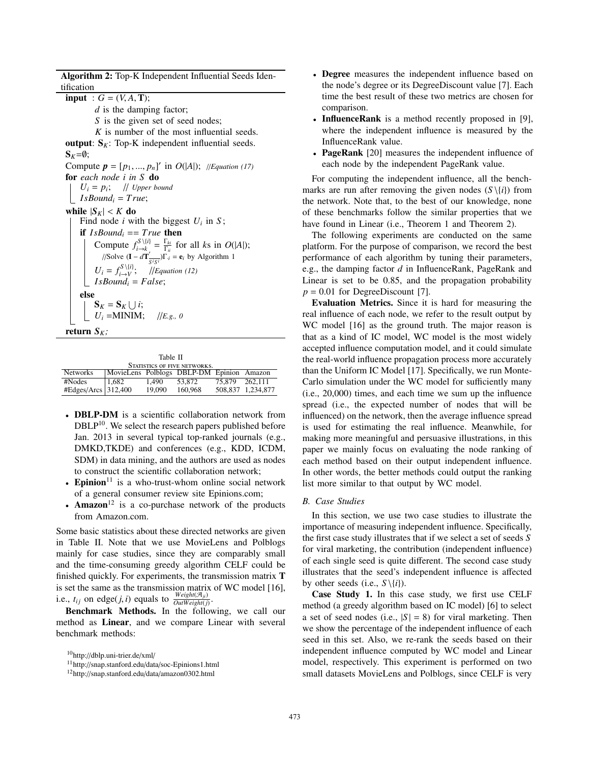**Algorithm 2:** Top-K Independent Influential Seeds Identification

```
input : G = (V, A, T);
        d is the damping factor;
        S is the given set of seed nodes;
        K is number of the most influential seeds.
output: S_K: Top-K independent influential seeds.
S_K = ∅;
Compute p = [p_1, ..., p_n]' in O(|A|);   //Equation (17)
for each node i in S do
    U_i = p_i;   // Upper bound
    IsBound_i = True;
while |S_K| < K do
    Find node i with the biggest U_i in S;
    if IsBound_i == True then
        Compute f^{S\{i}}_{i→k} = Γ_ki / Γ_ii for all ks in O(|A|);
            //Solve (I − d T'_{S̄^i S̄^i}) Γ_{·i} = e_i by Algorithm 1
        U_i = f^{S\{i}}_{i→V};   //Equation (12)
        IsBound_i = False;
    else
        S_K = S_K ∪ i;
        U_i = MINIM;   //E.g., 0
return S_K;
```

Table II
STATISTICS OF FIVE NETWORKS.

| Networks | MovieLens | Polblogs | DBLP-DM | Epinion | Amazon |
|---|---|---|---|---|---|
| #Nodes | 1,682 | 1,490 | 53,872 | 75,879 | 262,111 |
| #Edges/Arcs | 312,400 | 19,090 | 160,968 | 508,837 | 1,234,877 |

- **DBLP-DM** is a scientific collaboration network from DBLP[10]. We select the research papers published before Jan. 2013 in several typical top-ranked journals (e.g., DMKD,TKDE) and conferences (e.g., KDD, ICDM, SDM) in data mining, and the authors are used as nodes to construct the scientific collaboration network;
- **Epinion**[11] is a who-trust-whom online social network of a general consumer review site Epinions.com;
- **Amazon**[12] is a co-purchase network of the products from Amazon.com.

Some basic statistics about these directed networks are given in Table II. Note that we use MovieLens and Polblogs mainly for case studies, since they are comparably small and the time-consuming greedy algorithm CELF could be finished quickly. For experiments, the transmission matrix $\mathbf{T}$ is set the same as the transmission matrix of WC model [16], i.e., $t_{ij}$ on edge$(j, i)$ equals to $\frac{Weight(\mathcal{A}_{ji})}{OutWeight(j)}$.

**Benchmark Methods.** In the following, we call our method as **Linear**, and we compare Linear with several benchmark methods:

- **Degree** measures the independent influence based on the node's degree or its DegreeDiscount value [7]. Each time the best result of these two metrics are chosen for comparison.
- **InfluenceRank** is a method recently proposed in [9], where the independent influence is measured by the InfluenceRank value.
- **PageRank** [20] measures the independent influence of each node by the independent PageRank value.

For computing the independent influence, all the benchmarks are run after removing the given nodes $(S \backslash \{i\})$ from the network. Note that, to the best of our knowledge, none of these benchmarks follow the similar properties that we have found in Linear (i.e., Theorem 1 and Theorem 2).

The following experiments are conducted on the same platform. For the purpose of comparison, we record the best performance of each algorithm by tuning their parameters, e.g., the damping factor $d$ in InfluenceRank, PageRank and Linear is set to be 0.85, and the propagation probability $p = 0.01$ for DegreeDiscount [7].

**Evaluation Metrics.** Since it is hard for measuring the real influence of each node, we refer to the result output by WC model [16] as the ground truth. The major reason is that as a kind of IC model, WC model is the most widely accepted influence computation model, and it could simulate the real-world influence propagation process more accurately than the Uniform IC Model [17]. Specifically, we run Monte-Carlo simulation under the WC model for sufficiently many (i.e., 20,000) times, and each time we sum up the influence spread (i.e., the expected number of nodes that will be influenced) on the network, then the average influence spread is used for estimating the real influence. Meanwhile, for making more meaningful and persuasive illustrations, in this paper we mainly focus on evaluating the node ranking of each method based on their output independent influence. In other words, the better methods could output the ranking list more similar to that output by WC model.

### B. Case Studies

In this section, we use two case studies to illustrate the importance of measuring independent influence. Specifically, the first case study illustrates that if we select a set of seeds $S$ for viral marketing, the contribution (independent influence) of each single seed is quite different. The second case study illustrates that the seed's independent influence is affected by other seeds (i.e., $S \backslash \{i\}$).

**Case Study 1.** In this case study, we first use CELF method (a greedy algorithm based on IC model) [6] to select a set of seed nodes (i.e., $|S| = 8$) for viral marketing. Then we show the percentage of the independent influence of each seed in this set. Also, we re-rank the seeds based on their independent influence computed by WC model and Linear model, respectively. This experiment is performed on two small datasets MovieLens and Polblogs, since CELF is very

[10] http://dblp.uni-trier.de/xml/

[11] http://snap.stanford.edu/data/soc-Epinions1.html

[12] http://snap.stanford.edu/data/amazon0302.html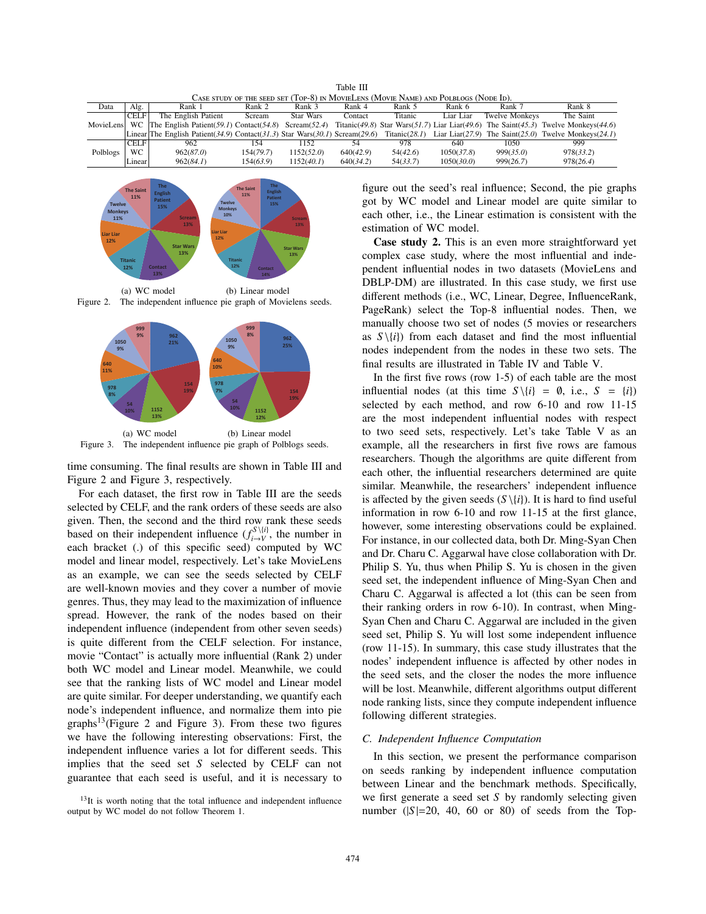Table III
CASE STUDY OF THE SEED SET (TOP-8) IN MOVIELENS (MOVIE NAME) AND POLBLOGS (NODE ID).

| Data | Alg. | Rank 1 | Rank 2 | Rank 3 | Rank 4 | Rank 5 | Rank 6 | Rank 7 | Rank 8 |
|---|---|---|---|---|---|---|---|---|---|
| MovieLens | CELF | The English Patient | Scream | Star Wars | Contact | Titanic | Liar Liar | Twelve Monkeys | The Saint |
| | WC | The English Patient(*59.1*) | Contact(*54.8*) | Scream(*52.4*) | Titanic(*49.8*) | Star Wars(*51.7*) | Liar Liar(*49.6*) | The Saint(*45.3*) | Twelve Monkeys(*44.6*) |
| | Linear | The English Patient(*34.9*) | Contact(*31.3*) | Star Wars(*30.1*) | Scream(*29.6*) | Titanic(*28.1*) | Liar Liar(*27.9*) | The Saint(*25.0*) | Twelve Monkeys(*24.1*) |
| Polblogs | CELF | 962 | 154 | 1152 | 54 | 978 | 640 | 1050 | 999 |
| | WC | 962(*87.0*) | 154(*79.7*) | 1152(*52.0*) | 640(*42.9*) | 54(*42.6*) | 1050(*37.8*) | 999(*35.0*) | 978(*33.2*) |
| | Linear | 962(*84.1*) | 154(*63.9*) | 1152(*40.1*) | 640(*34.2*) | 54(*33.7*) | 1050(*30.0*) | 999(*26.7*) | 978(*26.4*) |

(a) WC model (b) Linear model

Figure 2. The independent influence pie graph of Movielens seeds.

(a) WC model (b) Linear model

Figure 3. The independent influence pie graph of Polblogs seeds.

time consuming. The final results are shown in Table III and Figure 2 and Figure 3, respectively.

For each dataset, the first row in Table III are the seeds selected by CELF, and the rank orders of these seeds are also given. Then, the second and the third row rank these seeds based on their independent influence ($f_{i \to V}^{S \setminus \{i\}}$, the number in each bracket (.) of this specific seed) computed by WC model and linear model, respectively. Let's take MovieLens as an example, we can see the seeds selected by CELF are well-known movies and they cover a number of movie genres. Thus, they may lead to the maximization of influence spread. However, the rank of the nodes based on their independent influence (independent from other seven seeds) is quite different from the CELF selection. For instance, movie "Contact" is actually more influential (Rank 2) under both WC model and Linear model. Meanwhile, we could see that the ranking lists of WC model and Linear model are quite similar. For deeper understanding, we quantify each node's independent influence, and normalize them into pie graphs[13](Figure 2 and Figure 3). From these two figures we have the following interesting observations: First, the independent influence varies a lot for different seeds. This implies that the seed set $S$ selected by CELF can not guarantee that each seed is useful, and it is necessary to figure out the seed's real influence; Second, the pie graphs got by WC model and Linear model are quite similar to each other, i.e., the Linear estimation is consistent with the estimation of WC model.

[13]It is worth noting that the total influence and independent influence output by WC model do not follow Theorem 1.

**Case study 2.** This is an even more straightforward yet complex case study, where the most influential and independent influential nodes in two datasets (MovieLens and DBLP-DM) are illustrated. In this case study, we first use different methods (i.e., WC, Linear, Degree, InfluenceRank, PageRank) select the Top-8 influential nodes. Then, we manually choose two set of nodes (5 movies or researchers as $S \setminus \{i\}$) from each dataset and find the most influential nodes independent from the nodes in these two sets. The final results are illustrated in Table IV and Table V.

In the first five rows (row 1-5) of each table are the most influential nodes (at this time $S \setminus \{i\} = \emptyset$, i.e., $S = \{i\}$) selected by each method, and row 6-10 and row 11-15 are the most independent influential nodes with respect to two seed sets, respectively. Let's take Table V as an example, all the researchers in first five rows are famous researchers. Though the algorithms are quite different from each other, the influential researchers determined are quite similar. Meanwhile, the researchers' independent influence is affected by the given seeds ($S \setminus \{i\}$). It is hard to find useful information in row 6-10 and row 11-15 at the first glance, however, some interesting observations could be explained. For instance, in our collected data, both Dr. Ming-Syan Chen and Dr. Charu C. Aggarwal have close collaboration with Dr. Philip S. Yu, thus when Philip S. Yu is chosen in the given seed set, the independent influence of Ming-Syan Chen and Charu C. Aggarwal is affected a lot (this can be seen from their ranking orders in row 6-10). In contrast, when Ming-Syan Chen and Charu C. Aggarwal are included in the given seed set, Philip S. Yu will lost some independent influence (row 11-15). In summary, this case study illustrates that the nodes' independent influence is affected by other nodes in the seed sets, and the closer the nodes the more influence will be lost. Meanwhile, different algorithms output different node ranking lists, since they compute independent influence following different strategies.

### *C. Independent Influence Computation*

In this section, we present the performance comparison on seeds ranking by independent influence computation between Linear and the benchmark methods. Specifically, we first generate a seed set $S$ by randomly selecting given number ($|S|$=20, 40, 60 or 80) of seeds from the Top-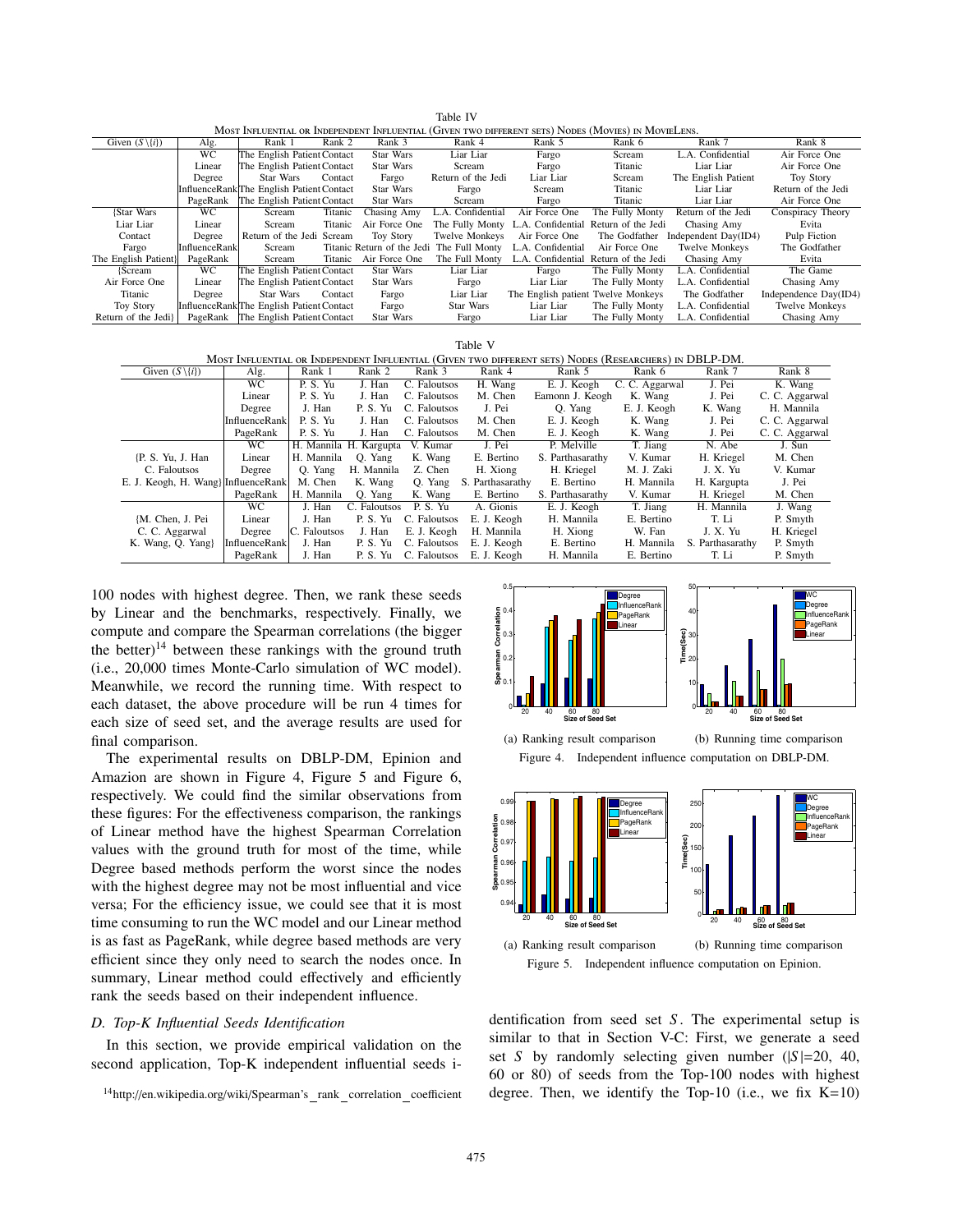Table IV

MOST INFLUENTIAL OR INDEPENDENT INFLUENTIAL (GIVEN TWO DIFFERENT SETS) NODES (MOVIES) IN MOVIELENS.

| Given ($S\setminus\{i\}$) | Alg. | Rank 1 | Rank 2 | Rank 3 | Rank 4 | Rank 5 | Rank 6 | Rank 7 | Rank 8 |
|---|---|---|---|---|---|---|---|---|---|
| | WC | The English Patient | Contact | Star Wars | Liar Liar | Fargo | Scream | L.A. Confidential | Air Force One |
| | Linear | The English Patient | Contact | Star Wars | Scream | Fargo | Titanic | Liar Liar | Air Force One |
| | Degree | Star Wars | Contact | Fargo | Return of the Jedi | Liar Liar | Scream | The English Patient | Toy Story |
| | InfluenceRank | The English Patient | Contact | Star Wars | Fargo | Scream | Titanic | Liar Liar | Return of the Jedi |
| | PageRank | The English Patient | Contact | Star Wars | Scream | Fargo | Titanic | Liar Liar | Air Force One |
| {Star Wars | WC | Scream | Titanic | Chasing Amy | L.A. Confidential | Air Force One | The Fully Monty | Return of the Jedi | Conspiracy Theory |
| Liar Liar | Linear | Scream | Titanic | Air Force One | The Fully Monty | L.A. Confidential | Return of the Jedi | Chasing Amy | Evita |
| Contact | Degree | Return of the Jedi | Scream | Toy Story | Twelve Monkeys | Air Force One | The Godfather | Independent Day(ID4) | Pulp Fiction |
| Fargo | InfluenceRank | Scream | Titanic | Return of the Jedi | The Full Monty | L.A. Confidential | Air Force One | Twelve Monkeys | The Godfather |
| The English Patient} | PageRank | Scream | Titanic | Air Force One | The Full Monty | L.A. Confidential | Return of the Jedi | Chasing Amy | Evita |
| {Scream | WC | The English Patient | Contact | Star Wars | Liar Liar | Fargo | The Fully Monty | L.A. Confidential | The Game |
| Air Force One | Linear | The English Patient | Contact | Star Wars | Fargo | Liar Liar | The Fully Monty | L.A. Confidential | Chasing Amy |
| Titanic | Degree | Star Wars | Contact | Fargo | Liar Liar | The English patient | Twelve Monkeys | The Godfather | Independence Day(ID4) |
| Toy Story | InfluenceRank | The English Patient | Contact | Fargo | Star Wars | Liar Liar | The Fully Monty | L.A. Confidential | Twelve Monkeys |
| Return of the Jedi} | PageRank | The English Patient | Contact | Star Wars | Fargo | Liar Liar | The Fully Monty | L.A. Confidential | Chasing Amy |

Table V

MOST INFLUENTIAL OR INDEPENDENT INFLUENTIAL (GIVEN TWO DIFFERENT SETS) NODES (RESEARCHERS) IN DBLP-DM.

| Given ($S\setminus\{i\}$) | Alg. | Rank 1 | Rank 2 | Rank 3 | Rank 4 | Rank 5 | Rank 6 | Rank 7 | Rank 8 |
|---|---|---|---|---|---|---|---|---|---|
| | WC | P. S. Yu | J. Han | C. Faloutsos | H. Wang | E. J. Keogh | C. C. Aggarwal | J. Pei | K. Wang |
| | Linear | P. S. Yu | J. Han | C. Faloutsos | M. Chen | Eamonn J. Keogh | K. Wang | J. Pei | C. C. Aggarwal |
| | Degree | J. Han | P. S. Yu | C. Faloutsos | J. Pei | Q. Yang | E. J. Keogh | K. Wang | H. Mannila |
| | InfluenceRank | P. S. Yu | J. Han | C. Faloutsos | M. Chen | E. J. Keogh | K. Wang | J. Pei | C. C. Aggarwal |
| | PageRank | P. S. Yu | J. Han | C. Faloutsos | M. Chen | E. J. Keogh | K. Wang | J. Pei | C. C. Aggarwal |
| | WC | H. Mannila | H. Kargupta | V. Kumar | J. Pei | P. Melville | T. Jiang | N. Abe | J. Sun |
| {P. S. Yu, J. Han | Linear | H. Mannila | Q. Yang | K. Wang | E. Bertino | S. Parthasarathy | V. Kumar | H. Kriegel | M. Chen |
| C. Faloutsos | Degree | Q. Yang | H. Mannila | Z. Chen | H. Xiong | H. Kriegel | M. J. Zaki | J. X. Yu | V. Kumar |
| E. J. Keogh, H. Wang} | InfluenceRank | M. Chen | K. Wang | Q. Yang | S. Parthasarathy | E. Bertino | H. Mannila | H. Kargupta | J. Pei |
| | PageRank | H. Mannila | Q. Yang | K. Wang | E. Bertino | S. Parthasarathy | V. Kumar | H. Kriegel | M. Chen |
| | WC | J. Han | C. Faloutsos | P. S. Yu | A. Gionis | E. J. Keogh | T. Jiang | H. Mannila | J. Wang |
| {M. Chen, J. Pei | Linear | J. Han | P. S. Yu | C. Faloutsos | E. J. Keogh | H. Mannila | E. Bertino | T. Li | P. Smyth |
| C. C. Aggarwal | Degree | C. Faloutsos | J. Han | E. J. Keogh | H. Mannila | H. Xiong | W. Fan | J. X. Yu | H. Kriegel |
| K. Wang, Q. Yang} | InfluenceRank | J. Han | P. S. Yu | C. Faloutsos | E. J. Keogh | E. Bertino | H. Mannila | S. Parthasarathy | P. Smyth |
| | PageRank | J. Han | P. S. Yu | C. Faloutsos | E. J. Keogh | H. Mannila | E. Bertino | T. Li | P. Smyth |

100 nodes with highest degree. Then, we rank these seeds by Linear and the benchmarks, respectively. Finally, we compute and compare the Spearman correlations (the bigger the better)[14] between these rankings with the ground truth (i.e., 20,000 times Monte-Carlo simulation of WC model). Meanwhile, we record the running time. With respect to each dataset, the above procedure will be run 4 times for each size of seed set, and the average results are used for final comparison.

The experimental results on DBLP-DM, Epinion and Amazion are shown in Figure 4, Figure 5 and Figure 6, respectively. We could find the similar observations from these figures: For the effectiveness comparison, the rankings of Linear method have the highest Spearman Correlation values with the ground truth for most of the time, while Degree based methods perform the worst since the nodes with the highest degree may not be most influential and vice versa; For the efficiency issue, we could see that it is most time consuming to run the WC model and our Linear method is as fast as PageRank, while degree based methods are very efficient since they only need to search the nodes once. In summary, Linear method could effectively and efficiently rank the seeds based on their independent influence.

### *D. Top-K Influential Seeds Identification*

In this section, we provide empirical validation on the second application, Top-K independent influential seeds identification from seed set $S$. The experimental setup is similar to that in Section V-C: First, we generate a seed set $S$ by randomly selecting given number ($|S|$=20, 40, 60 or 80) of seeds from the Top-100 nodes with highest degree. Then, we identify the Top-10 (i.e., we fix K=10)

[14]http://en.wikipedia.org/wiki/Spearman's_rank_correlation_coefficient

(a) Ranking result comparison (b) Running time comparison

Figure 4. Independent influence computation on DBLP-DM.

(a) Ranking result comparison (b) Running time comparison

Figure 5. Independent influence computation on Epinion.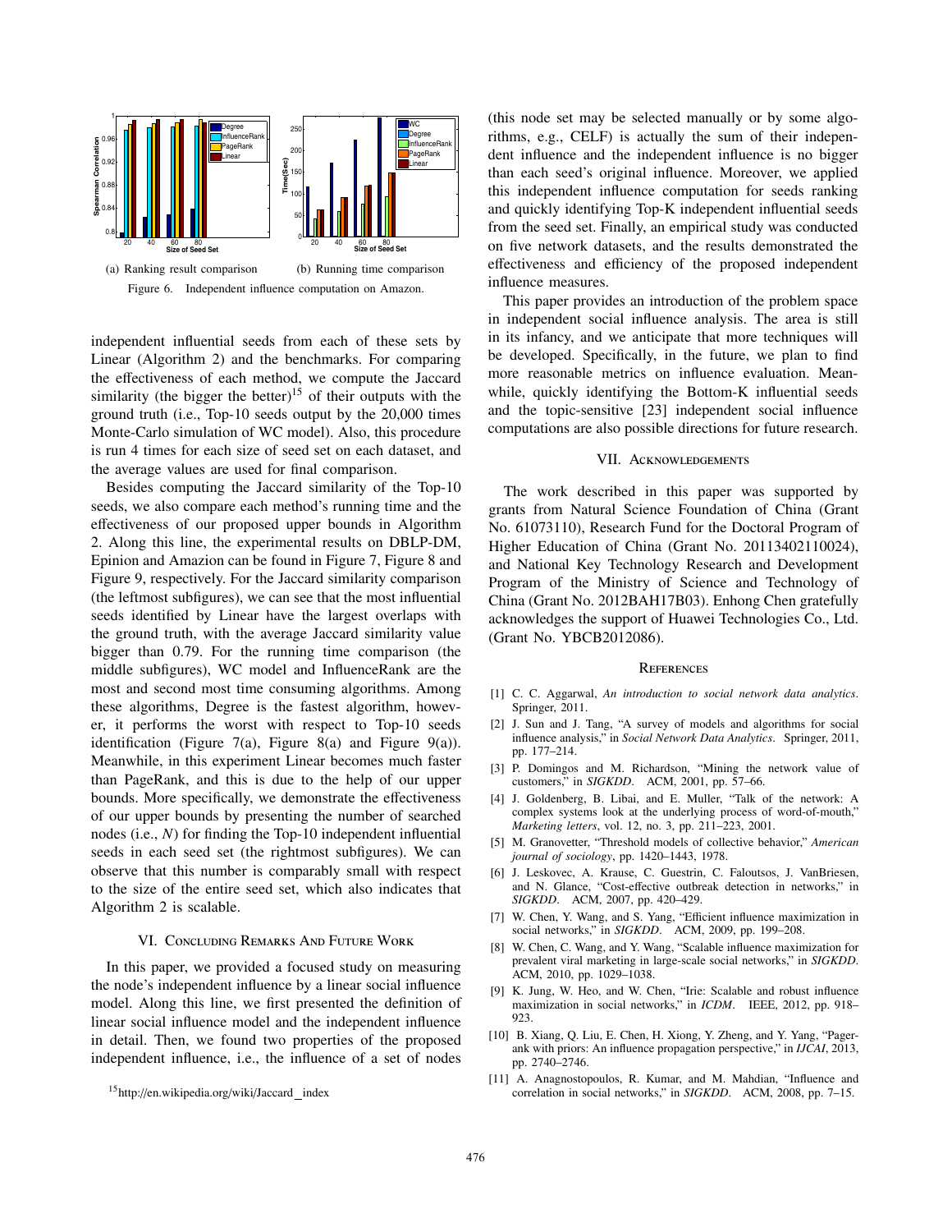(a) Ranking result comparison

(b) Running time comparison

Figure 6. Independent influence computation on Amazon.

independent influential seeds from each of these sets by Linear (Algorithm 2) and the benchmarks. For comparing the effectiveness of each method, we compute the Jaccard similarity (the bigger the better)[15] of their outputs with the ground truth (i.e., Top-10 seeds output by the 20,000 times Monte-Carlo simulation of WC model). Also, this procedure is run 4 times for each size of seed set on each dataset, and the average values are used for final comparison.

Besides computing the Jaccard similarity of the Top-10 seeds, we also compare each method's running time and the effectiveness of our proposed upper bounds in Algorithm 2. Along this line, the experimental results on DBLP-DM, Epinion and Amazion can be found in Figure 7, Figure 8 and Figure 9, respectively. For the Jaccard similarity comparison (the leftmost subfigures), we can see that the most influential seeds identified by Linear have the largest overlaps with the ground truth, with the average Jaccard similarity value bigger than 0.79. For the running time comparison (the middle subfigures), WC model and InfluenceRank are the most and second most time consuming algorithms. Among these algorithms, Degree is the fastest algorithm, however, it performs the worst with respect to Top-10 seeds identification (Figure 7(a), Figure 8(a) and Figure 9(a)). Meanwhile, in this experiment Linear becomes much faster than PageRank, and this is due to the help of our upper bounds. More specifically, we demonstrate the effectiveness of our upper bounds by presenting the number of searched nodes (i.e., *N*) for finding the Top-10 independent influential seeds in each seed set (the rightmost subfigures). We can observe that this number is comparably small with respect to the size of the entire seed set, which also indicates that Algorithm 2 is scalable.

## VI. Concluding Remarks And Future Work

In this paper, we provided a focused study on measuring the node's independent influence by a linear social influence model. Along this line, we first presented the definition of linear social influence model and the independent influence in detail. Then, we found two properties of the proposed independent influence, i.e., the influence of a set of nodes (this node set may be selected manually or by some algorithms, e.g., CELF) is actually the sum of their independent influence and the independent influence is no bigger than each seed's original influence. Moreover, we applied this independent influence computation for seeds ranking and quickly identifying Top-K independent influential seeds from the seed set. Finally, an empirical study was conducted on five network datasets, and the results demonstrated the effectiveness and efficiency of the proposed independent influence measures.

This paper provides an introduction of the problem space in independent social influence analysis. The area is still in its infancy, and we anticipate that more techniques will be developed. Specifically, in the future, we plan to find more reasonable metrics on influence evaluation. Meanwhile, quickly identifying the Bottom-K influential seeds and the topic-sensitive [23] independent social influence computations are also possible directions for future research.

## VII. Acknowledgements

The work described in this paper was supported by grants from Natural Science Foundation of China (Grant No. 61073110), Research Fund for the Doctoral Program of Higher Education of China (Grant No. 20113402110024), and National Key Technology Research and Development Program of the Ministry of Science and Technology of China (Grant No. 2012BAH17B03). Enhong Chen gratefully acknowledges the support of Huawei Technologies Co., Ltd. (Grant No. YBCB2012086).

## References

[1] C. C. Aggarwal, *An introduction to social network data analytics*. Springer, 2011.

[2] J. Sun and J. Tang, "A survey of models and algorithms for social influence analysis," in *Social Network Data Analytics*. Springer, 2011, pp. 177–214.

[3] P. Domingos and M. Richardson, "Mining the network value of customers," in *SIGKDD*. ACM, 2001, pp. 57–66.

[4] J. Goldenberg, B. Libai, and E. Muller, "Talk of the network: A complex systems look at the underlying process of word-of-mouth," *Marketing letters*, vol. 12, no. 3, pp. 211–223, 2001.

[5] M. Granovetter, "Threshold models of collective behavior," *American journal of sociology*, pp. 1420–1443, 1978.

[6] J. Leskovec, A. Krause, C. Guestrin, C. Faloutsos, J. VanBriesen, and N. Glance, "Cost-effective outbreak detection in networks," in *SIGKDD*. ACM, 2007, pp. 420–429.

[7] W. Chen, Y. Wang, and S. Yang, "Efficient influence maximization in social networks," in *SIGKDD*. ACM, 2009, pp. 199–208.

[8] W. Chen, C. Wang, and Y. Wang, "Scalable influence maximization for prevalent viral marketing in large-scale social networks," in *SIGKDD*. ACM, 2010, pp. 1029–1038.

[9] K. Jung, W. Heo, and W. Chen, "Irie: Scalable and robust influence maximization in social networks," in *ICDM*. IEEE, 2012, pp. 918–923.

[10] B. Xiang, Q. Liu, E. Chen, H. Xiong, Y. Zheng, and Y. Yang, "Pagerank with priors: An influence propagation perspective," in *IJCAI*, 2013, pp. 2740–2746.

[11] A. Anagnostopoulos, R. Kumar, and M. Mahdian, "Influence and correlation in social networks," in *SIGKDD*. ACM, 2008, pp. 7–15.

[15] http://en.wikipedia.org/wiki/Jaccard_index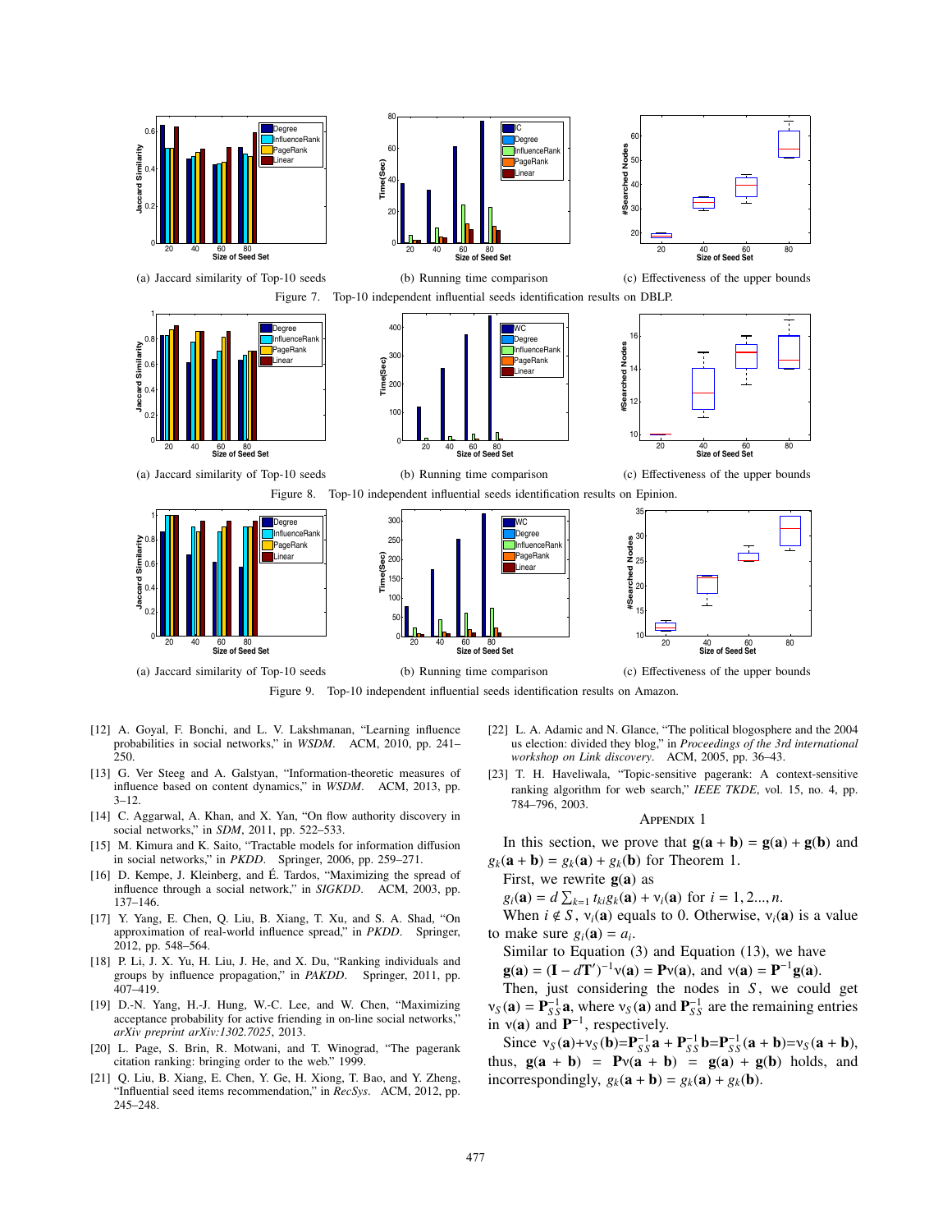Jaccard Similarity

0.6

0.4

0.2

0

20 40 60 80

Size of Seed Set

Degree
InfluenceRank
PageRank
Linear

(a) Jaccard similarity of Top-10 seeds

Time(Sec)

80

60

40

20

0

20 40 60 80

Size of Seed Set

IC
Degree
InfluenceRank
PageRank
Linear

(b) Running time comparison

#Searched Nodes

60

50

40

30

20

20 40 60 80

Size of Seed Set

(c) Effectiveness of the upper bounds

Figure 7. Top-10 independent influential seeds identification results on DBLP.

Jaccard Similarity

1

0.8

0.6

0.4

0.2

0

20 40 60 80

Size of Seed Set

Degree
InfluenceRank
PageRank
Linear

(a) Jaccard similarity of Top-10 seeds

Time(Sec)

400

300

200

100

0

20 40 60 80

Size of Seed Set

WC
Degree
InfluenceRank
PageRank
Linear

(b) Running time comparison

#Searched Nodes

16

14

12

10

20 40 60 80

Size of Seed Set

(c) Effectiveness of the upper bounds

Figure 8. Top-10 independent influential seeds identification results on Epinion.

Jaccard Similarity

1

0.8

0.6

0.4

0.2

0

20 40 60 80

Size of Seed Set

Degree
InfluenceRank
PageRank
Linear

(a) Jaccard similarity of Top-10 seeds

Time(Sec)

300

250

200

150

100

50

0

20 40 60 80

Size of Seed Set

WC
Degree
InfluenceRank
PageRank
Linear

(b) Running time comparison

#Searched Nodes

35

30

25

20

15

10

20 40 60 80

Size of Seed Set

(c) Effectiveness of the upper bounds

Figure 9. Top-10 independent influential seeds identification results on Amazon.

[12] A. Goyal, F. Bonchi, and L. V. Lakshmanan, "Learning influence probabilities in social networks," in *WSDM*. ACM, 2010, pp. 241–250.

[13] G. Ver Steeg and A. Galstyan, "Information-theoretic measures of influence based on content dynamics," in *WSDM*. ACM, 2013, pp. 3–12.

[14] C. Aggarwal, A. Khan, and X. Yan, "On flow authority discovery in social networks," in *SDM*, 2011, pp. 522–533.

[15] M. Kimura and K. Saito, "Tractable models for information diffusion in social networks," in *PKDD*. Springer, 2006, pp. 259–271.

[16] D. Kempe, J. Kleinberg, and É. Tardos, "Maximizing the spread of influence through a social network," in *SIGKDD*. ACM, 2003, pp. 137–146.

[17] Y. Yang, E. Chen, Q. Liu, B. Xiang, T. Xu, and S. A. Shad, "On approximation of real-world influence spread," in *PKDD*. Springer, 2012, pp. 548–564.

[18] P. Li, J. X. Yu, H. Liu, J. He, and X. Du, "Ranking individuals and groups by influence propagation," in *PAKDD*. Springer, 2011, pp. 407–419.

[19] D.-N. Yang, H.-J. Hung, W.-C. Lee, and W. Chen, "Maximizing acceptance probability for active friending in on-line social networks," *arXiv preprint arXiv:1302.7025*, 2013.

[20] L. Page, S. Brin, R. Motwani, and T. Winograd, "The pagerank citation ranking: bringing order to the web." 1999.

[21] Q. Liu, B. Xiang, E. Chen, Y. Ge, H. Xiong, T. Bao, and Y. Zheng, "Influential seed items recommendation," in *RecSys*. ACM, 2012, pp. 245–248.

[22] L. A. Adamic and N. Glance, "The political blogosphere and the 2004 us election: divided they blog," in *Proceedings of the 3rd international workshop on Link discovery*. ACM, 2005, pp. 36–43.

[23] T. H. Haveliwala, "Topic-sensitive pagerank: A context-sensitive ranking algorithm for web search," *IEEE TKDE*, vol. 15, no. 4, pp. 784–796, 2003.

## Appendix 1

In this section, we prove that $\mathbf{g}(\mathbf{a}+\mathbf{b}) = \mathbf{g}(\mathbf{a}) + \mathbf{g}(\mathbf{b})$ and $g_k(\mathbf{a}+\mathbf{b}) = g_k(\mathbf{a}) + g_k(\mathbf{b})$ for Theorem 1.

First, we rewrite $\mathbf{g}(\mathbf{a})$ as

$g_i(\mathbf{a}) = d\sum_{k=1} t_{ki} g_k(\mathbf{a}) + \nu_i(\mathbf{a})$ for $i = 1, 2..., n$.

When $i \notin S$, $\nu_i(\mathbf{a})$ equals to 0. Otherwise, $\nu_i(\mathbf{a})$ is a value to make sure $g_i(\mathbf{a}) = a_i$.

Similar to Equation (3) and Equation (13), we have $\mathbf{g}(\mathbf{a}) = (\mathbf{I} - d\mathbf{T}')^{-1}\nu(\mathbf{a}) = \mathbf{P}\nu(\mathbf{a})$, and $\nu(\mathbf{a}) = \mathbf{P}^{-1}\mathbf{g}(\mathbf{a})$.

Then, just considering the nodes in $S$, we could get $\nu_S(\mathbf{a}) = \mathbf{P}_{SS}^{-1}\mathbf{a}$, where $\nu_S(\mathbf{a})$ and $\mathbf{P}_{SS}^{-1}$ are the remaining entries in $\nu(\mathbf{a})$ and $\mathbf{P}^{-1}$, respectively.

Since $\nu_S(\mathbf{a})+\nu_S(\mathbf{b})=\mathbf{P}_{SS}^{-1}\mathbf{a} + \mathbf{P}_{SS}^{-1}\mathbf{b}=\mathbf{P}_{SS}^{-1}(\mathbf{a}+\mathbf{b})=\nu_S(\mathbf{a}+\mathbf{b})$, thus, $\mathbf{g}(\mathbf{a}+\mathbf{b}) = \mathbf{P}\nu(\mathbf{a}+\mathbf{b}) = \mathbf{g}(\mathbf{a}) + \mathbf{g}(\mathbf{b})$ holds, and incorrespondingly, $g_k(\mathbf{a}+\mathbf{b}) = g_k(\mathbf{a}) + g_k(\mathbf{b})$.